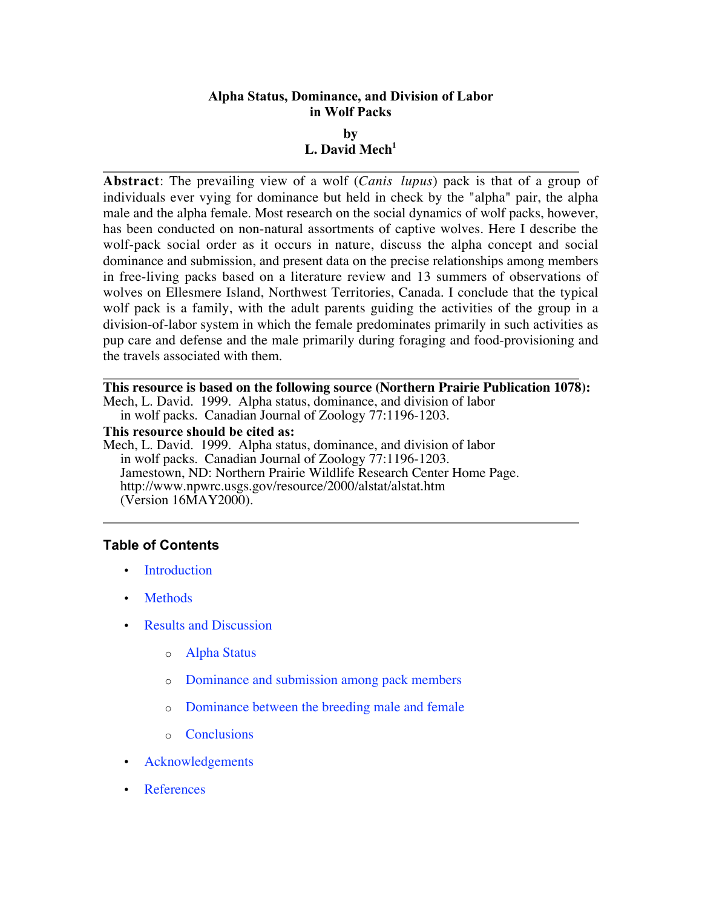# Alpha Status, Dominance, and Division of Labor in Wolf Packs

**by**
**L. David Mech[1]**

---

**Abstract**: The prevailing view of a wolf (*Canis lupus*) pack is that of a group of individuals ever vying for dominance but held in check by the "alpha" pair, the alpha male and the alpha female. Most research on the social dynamics of wolf packs, however, has been conducted on non-natural assortments of captive wolves. Here I describe the wolf-pack social order as it occurs in nature, discuss the alpha concept and social dominance and submission, and present data on the precise relationships among members in free-living packs based on a literature review and 13 summers of observations of wolves on Ellesmere Island, Northwest Territories, Canada. I conclude that the typical wolf pack is a family, with the adult parents guiding the activities of the group in a division-of-labor system in which the female predominates primarily in such activities as pup care and defense and the male primarily during foraging and food-provisioning and the travels associated with them.

---

**This resource is based on the following source (Northern Prairie Publication 1078):**
Mech, L. David. 1999. Alpha status, dominance, and division of labor in wolf packs. Canadian Journal of Zoology 77:1196-1203.

**This resource should be cited as:**
Mech, L. David. 1999. Alpha status, dominance, and division of labor in wolf packs. Canadian Journal of Zoology 77:1196-1203. Jamestown, ND: Northern Prairie Wildlife Research Center Home Page. http://www.npwrc.usgs.gov/resource/2000/alstat/alstat.htm (Version 16MAY2000).

---

## Table of Contents

- Introduction
- Methods
- Results and Discussion
  - Alpha Status
  - Dominance and submission among pack members
  - Dominance between the breeding male and female
  - Conclusions
- Acknowledgements
- References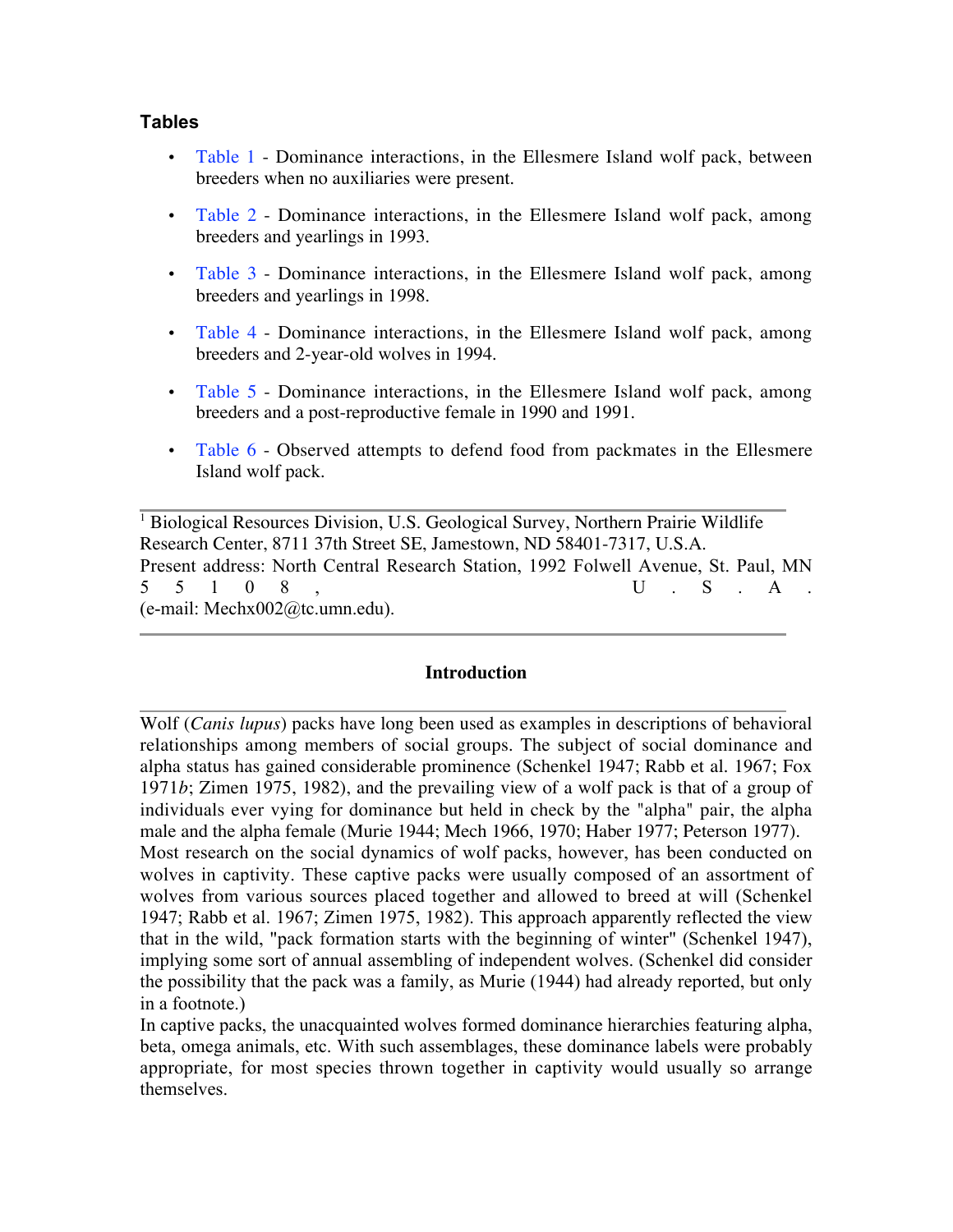### Tables

- Table 1 - Dominance interactions, in the Ellesmere Island wolf pack, between breeders when no auxiliaries were present.
- Table 2 - Dominance interactions, in the Ellesmere Island wolf pack, among breeders and yearlings in 1993.
- Table 3 - Dominance interactions, in the Ellesmere Island wolf pack, among breeders and yearlings in 1998.
- Table 4 - Dominance interactions, in the Ellesmere Island wolf pack, among breeders and 2-year-old wolves in 1994.
- Table 5 - Dominance interactions, in the Ellesmere Island wolf pack, among breeders and a post-reproductive female in 1990 and 1991.
- Table 6 - Observed attempts to defend food from packmates in the Ellesmere Island wolf pack.

---

[1] Biological Resources Division, U.S. Geological Survey, Northern Prairie Wildlife Research Center, 8711 37th Street SE, Jamestown, ND 58401-7317, U.S.A.
Present address: North Central Research Station, 1992 Folwell Avenue, St. Paul, MN 55108, U.S.A.
(e-mail: Mechx002@tc.umn.edu).

---

## Introduction

Wolf (*Canis lupus*) packs have long been used as examples in descriptions of behavioral relationships among members of social groups. The subject of social dominance and alpha status has gained considerable prominence (Schenkel 1947; Rabb et al. 1967; Fox 1971*b*; Zimen 1975, 1982), and the prevailing view of a wolf pack is that of a group of individuals ever vying for dominance but held in check by the "alpha" pair, the alpha male and the alpha female (Murie 1944; Mech 1966, 1970; Haber 1977; Peterson 1977).

Most research on the social dynamics of wolf packs, however, has been conducted on wolves in captivity. These captive packs were usually composed of an assortment of wolves from various sources placed together and allowed to breed at will (Schenkel 1947; Rabb et al. 1967; Zimen 1975, 1982). This approach apparently reflected the view that in the wild, "pack formation starts with the beginning of winter" (Schenkel 1947), implying some sort of annual assembling of independent wolves. (Schenkel did consider the possibility that the pack was a family, as Murie (1944) had already reported, but only in a footnote.)

In captive packs, the unacquainted wolves formed dominance hierarchies featuring alpha, beta, omega animals, etc. With such assemblages, these dominance labels were probably appropriate, for most species thrown together in captivity would usually so arrange themselves.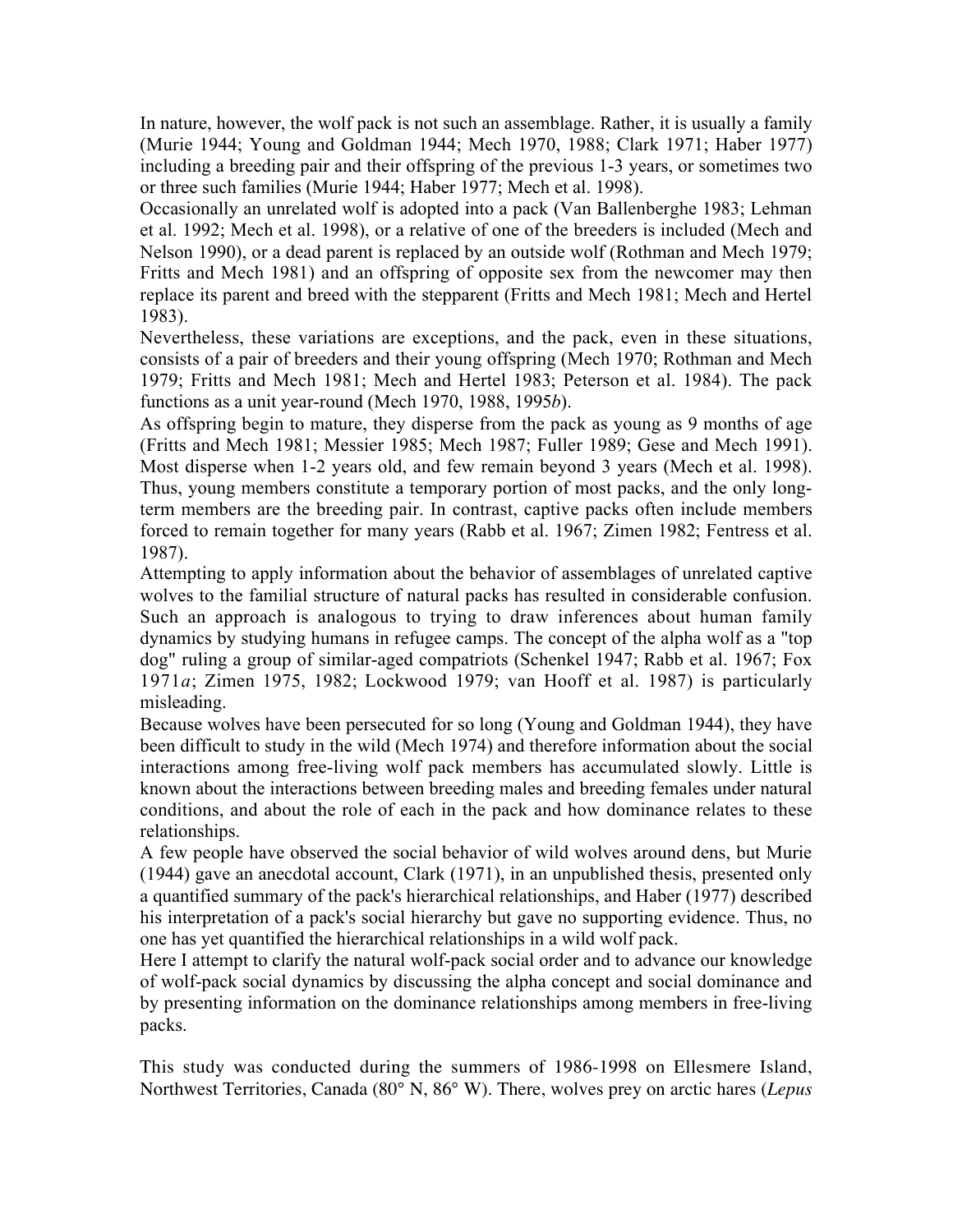In nature, however, the wolf pack is not such an assemblage. Rather, it is usually a family (Murie 1944; Young and Goldman 1944; Mech 1970, 1988; Clark 1971; Haber 1977) including a breeding pair and their offspring of the previous 1-3 years, or sometimes two or three such families (Murie 1944; Haber 1977; Mech et al. 1998).

Occasionally an unrelated wolf is adopted into a pack (Van Ballenberghe 1983; Lehman et al. 1992; Mech et al. 1998), or a relative of one of the breeders is included (Mech and Nelson 1990), or a dead parent is replaced by an outside wolf (Rothman and Mech 1979; Fritts and Mech 1981) and an offspring of opposite sex from the newcomer may then replace its parent and breed with the stepparent (Fritts and Mech 1981; Mech and Hertel 1983).

Nevertheless, these variations are exceptions, and the pack, even in these situations, consists of a pair of breeders and their young offspring (Mech 1970; Rothman and Mech 1979; Fritts and Mech 1981; Mech and Hertel 1983; Peterson et al. 1984). The pack functions as a unit year-round (Mech 1970, 1988, 1995*b*).

As offspring begin to mature, they disperse from the pack as young as 9 months of age (Fritts and Mech 1981; Messier 1985; Mech 1987; Fuller 1989; Gese and Mech 1991). Most disperse when 1-2 years old, and few remain beyond 3 years (Mech et al. 1998). Thus, young members constitute a temporary portion of most packs, and the only long-term members are the breeding pair. In contrast, captive packs often include members forced to remain together for many years (Rabb et al. 1967; Zimen 1982; Fentress et al. 1987).

Attempting to apply information about the behavior of assemblages of unrelated captive wolves to the familial structure of natural packs has resulted in considerable confusion. Such an approach is analogous to trying to draw inferences about human family dynamics by studying humans in refugee camps. The concept of the alpha wolf as a "top dog" ruling a group of similar-aged compatriots (Schenkel 1947; Rabb et al. 1967; Fox 1971*a*; Zimen 1975, 1982; Lockwood 1979; van Hooff et al. 1987) is particularly misleading.

Because wolves have been persecuted for so long (Young and Goldman 1944), they have been difficult to study in the wild (Mech 1974) and therefore information about the social interactions among free-living wolf pack members has accumulated slowly. Little is known about the interactions between breeding males and breeding females under natural conditions, and about the role of each in the pack and how dominance relates to these relationships.

A few people have observed the social behavior of wild wolves around dens, but Murie (1944) gave an anecdotal account, Clark (1971), in an unpublished thesis, presented only a quantified summary of the pack's hierarchical relationships, and Haber (1977) described his interpretation of a pack's social hierarchy but gave no supporting evidence. Thus, no one has yet quantified the hierarchical relationships in a wild wolf pack.

Here I attempt to clarify the natural wolf-pack social order and to advance our knowledge of wolf-pack social dynamics by discussing the alpha concept and social dominance and by presenting information on the dominance relationships among members in free-living packs.

This study was conducted during the summers of 1986-1998 on Ellesmere Island, Northwest Territories, Canada (80° N, 86° W). There, wolves prey on arctic hares (*Lepus*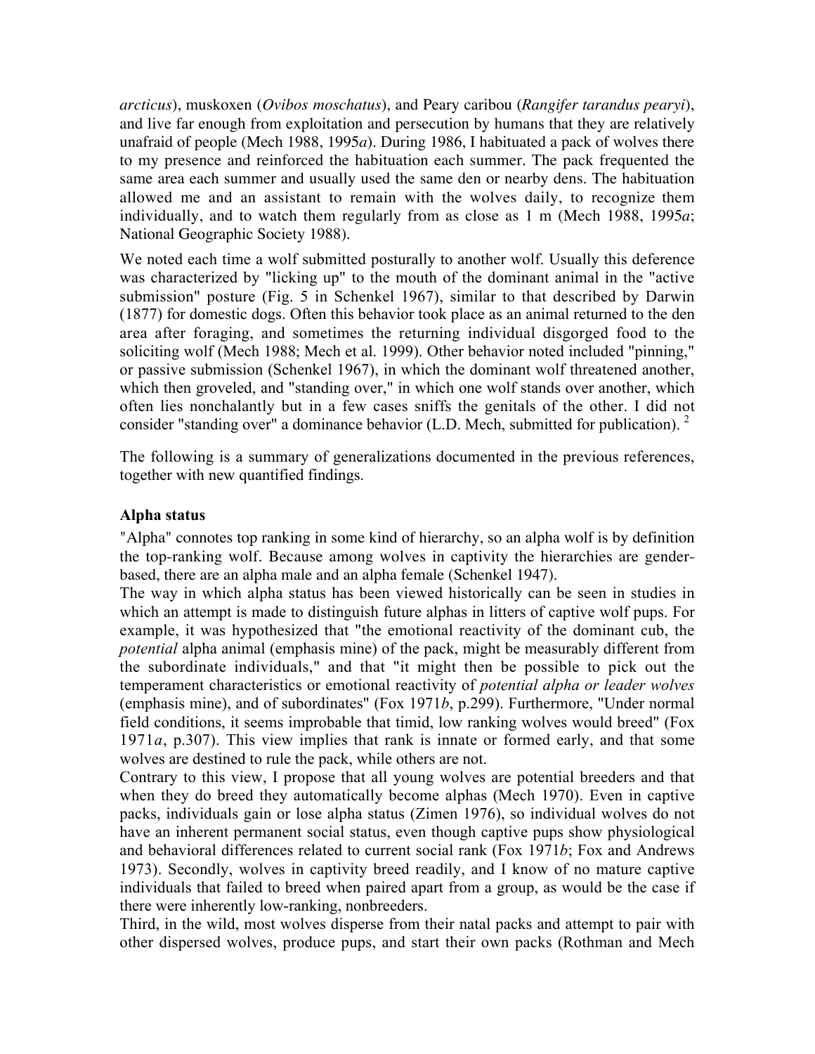*arcticus*), muskoxen (*Ovibos moschatus*), and Peary caribou (*Rangifer tarandus pearyi*), and live far enough from exploitation and persecution by humans that they are relatively unafraid of people (Mech 1988, 1995*a*). During 1986, I habituated a pack of wolves there to my presence and reinforced the habituation each summer. The pack frequented the same area each summer and usually used the same den or nearby dens. The habituation allowed me and an assistant to remain with the wolves daily, to recognize them individually, and to watch them regularly from as close as 1 m (Mech 1988, 1995*a*; National Geographic Society 1988).

We noted each time a wolf submitted posturally to another wolf. Usually this deference was characterized by "licking up" to the mouth of the dominant animal in the "active submission" posture (Fig. 5 in Schenkel 1967), similar to that described by Darwin (1877) for domestic dogs. Often this behavior took place as an animal returned to the den area after foraging, and sometimes the returning individual disgorged food to the soliciting wolf (Mech 1988; Mech et al. 1999). Other behavior noted included "pinning," or passive submission (Schenkel 1967), in which the dominant wolf threatened another, which then groveled, and "standing over," in which one wolf stands over another, which often lies nonchalantly but in a few cases sniffs the genitals of the other. I did not consider "standing over" a dominance behavior (L.D. Mech, submitted for publication). [2]

The following is a summary of generalizations documented in the previous references, together with new quantified findings.

### Alpha status

"Alpha" connotes top ranking in some kind of hierarchy, so an alpha wolf is by definition the top-ranking wolf. Because among wolves in captivity the hierarchies are gender-based, there are an alpha male and an alpha female (Schenkel 1947).

The way in which alpha status has been viewed historically can be seen in studies in which an attempt is made to distinguish future alphas in litters of captive wolf pups. For example, it was hypothesized that "the emotional reactivity of the dominant cub, the *potential* alpha animal (emphasis mine) of the pack, might be measurably different from the subordinate individuals," and that "it might then be possible to pick out the temperament characteristics or emotional reactivity of *potential alpha or leader wolves* (emphasis mine), and of subordinates" (Fox 1971*b*, p.299). Furthermore, "Under normal field conditions, it seems improbable that timid, low ranking wolves would breed" (Fox 1971*a*, p.307). This view implies that rank is innate or formed early, and that some wolves are destined to rule the pack, while others are not.

Contrary to this view, I propose that all young wolves are potential breeders and that when they do breed they automatically become alphas (Mech 1970). Even in captive packs, individuals gain or lose alpha status (Zimen 1976), so individual wolves do not have an inherent permanent social status, even though captive pups show physiological and behavioral differences related to current social rank (Fox 1971*b*; Fox and Andrews 1973). Secondly, wolves in captivity breed readily, and I know of no mature captive individuals that failed to breed when paired apart from a group, as would be the case if there were inherently low-ranking, nonbreeders.

Third, in the wild, most wolves disperse from their natal packs and attempt to pair with other dispersed wolves, produce pups, and start their own packs (Rothman and Mech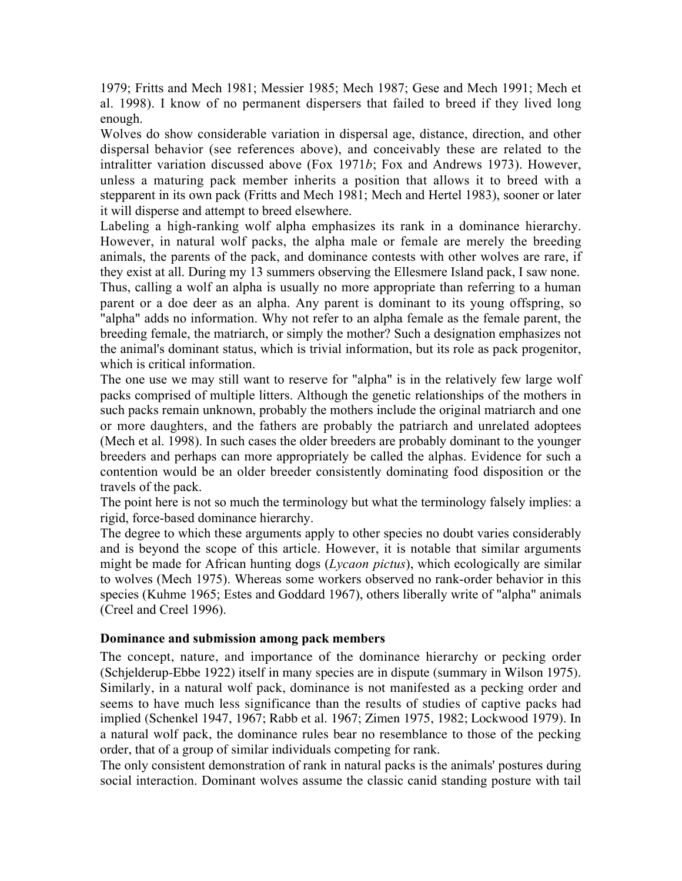1979; Fritts and Mech 1981; Messier 1985; Mech 1987; Gese and Mech 1991; Mech et al. 1998). I know of no permanent dispersers that failed to breed if they lived long enough.

Wolves do show considerable variation in dispersal age, distance, direction, and other dispersal behavior (see references above), and conceivably these are related to the intralitter variation discussed above (Fox 1971*b*; Fox and Andrews 1973). However, unless a maturing pack member inherits a position that allows it to breed with a stepparent in its own pack (Fritts and Mech 1981; Mech and Hertel 1983), sooner or later it will disperse and attempt to breed elsewhere.

Labeling a high-ranking wolf alpha emphasizes its rank in a dominance hierarchy. However, in natural wolf packs, the alpha male or female are merely the breeding animals, the parents of the pack, and dominance contests with other wolves are rare, if they exist at all. During my 13 summers observing the Ellesmere Island pack, I saw none.

Thus, calling a wolf an alpha is usually no more appropriate than referring to a human parent or a doe deer as an alpha. Any parent is dominant to its young offspring, so "alpha" adds no information. Why not refer to an alpha female as the female parent, the breeding female, the matriarch, or simply the mother? Such a designation emphasizes not the animal's dominant status, which is trivial information, but its role as pack progenitor, which is critical information.

The one use we may still want to reserve for "alpha" is in the relatively few large wolf packs comprised of multiple litters. Although the genetic relationships of the mothers in such packs remain unknown, probably the mothers include the original matriarch and one or more daughters, and the fathers are probably the patriarch and unrelated adoptees (Mech et al. 1998). In such cases the older breeders are probably dominant to the younger breeders and perhaps can more appropriately be called the alphas. Evidence for such a contention would be an older breeder consistently dominating food disposition or the travels of the pack.

The point here is not so much the terminology but what the terminology falsely implies: a rigid, force-based dominance hierarchy.

The degree to which these arguments apply to other species no doubt varies considerably and is beyond the scope of this article. However, it is notable that similar arguments might be made for African hunting dogs (*Lycaon pictus*), which ecologically are similar to wolves (Mech 1975). Whereas some workers observed no rank-order behavior in this species (Kuhme 1965; Estes and Goddard 1967), others liberally write of "alpha" animals (Creel and Creel 1996).

### Dominance and submission among pack members

The concept, nature, and importance of the dominance hierarchy or pecking order (Schjelderup-Ebbe 1922) itself in many species are in dispute (summary in Wilson 1975). Similarly, in a natural wolf pack, dominance is not manifested as a pecking order and seems to have much less significance than the results of studies of captive packs had implied (Schenkel 1947, 1967; Rabb et al. 1967; Zimen 1975, 1982; Lockwood 1979). In a natural wolf pack, the dominance rules bear no resemblance to those of the pecking order, that of a group of similar individuals competing for rank.

The only consistent demonstration of rank in natural packs is the animals' postures during social interaction. Dominant wolves assume the classic canid standing posture with tail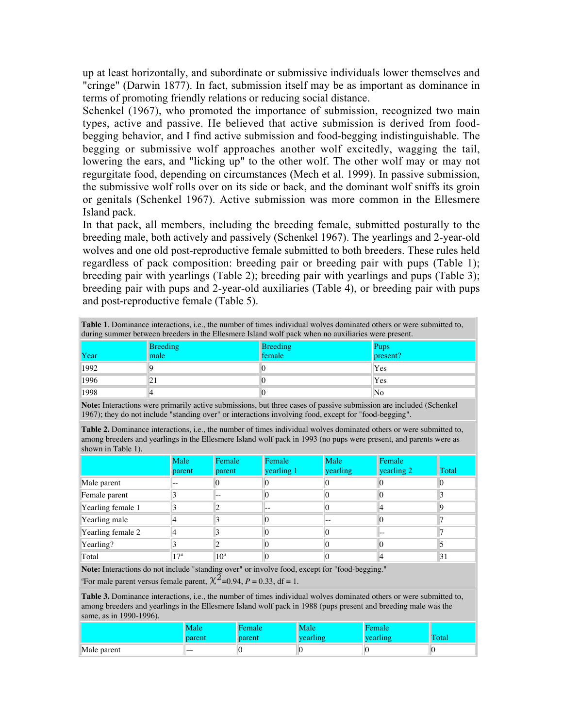up at least horizontally, and subordinate or submissive individuals lower themselves and "cringe" (Darwin 1877). In fact, submission itself may be as important as dominance in terms of promoting friendly relations or reducing social distance.

Schenkel (1967), who promoted the importance of submission, recognized two main types, active and passive. He believed that active submission is derived from food-begging behavior, and I find active submission and food-begging indistinguishable. The begging or submissive wolf approaches another wolf excitedly, wagging the tail, lowering the ears, and "licking up" to the other wolf. The other wolf may or may not regurgitate food, depending on circumstances (Mech et al. 1999). In passive submission, the submissive wolf rolls over on its side or back, and the dominant wolf sniffs its groin or genitals (Schenkel 1967). Active submission was more common in the Ellesmere Island pack.

In that pack, all members, including the breeding female, submitted posturally to the breeding male, both actively and passively (Schenkel 1967). The yearlings and 2-year-old wolves and one old post-reproductive female submitted to both breeders. These rules held regardless of pack composition: breeding pair or breeding pair with pups (Table 1); breeding pair with yearlings (Table 2); breeding pair with yearlings and pups (Table 3); breeding pair with pups and 2-year-old auxiliaries (Table 4), or breeding pair with pups and post-reproductive female (Table 5).

**Table 1**. Dominance interactions, i.e., the number of times individual wolves dominated others or were submitted to, during summer between breeders in the Ellesmere Island wolf pack when no auxiliaries were present.

| Year | Breeding male | Breeding female | Pups present? |
|---|---|---|---|
| 1992 | 9 | 0 | Yes |
| 1996 | 21 | 0 | Yes |
| 1998 | 4 | 0 | No |

**Note:** Interactions were primarily active submissions, but three cases of passive submission are included (Schenkel 1967); they do not include "standing over" or interactions involving food, except for "food-begging".

**Table 2.** Dominance interactions, i.e., the number of times individual wolves dominated others or were submitted to, among breeders and yearlings in the Ellesmere Island wolf pack in 1993 (no pups were present, and parents were as shown in Table 1).

| | Male parent | Female parent | Female yearling 1 | Male yearling | Female yearling 2 | Total |
|---|---|---|---|---|---|---|
| Male parent | -- | 0 | 0 | 0 | 0 | 0 |
| Female parent | 3 | -- | 0 | 0 | 0 | 3 |
| Yearling female 1 | 3 | 2 | -- | 0 | 4 | 9 |
| Yearling male | 4 | 3 | 0 | -- | 0 | 7 |
| Yearling female 2 | 4 | 3 | 0 | 0 | -- | 7 |
| Yearling? | 3 | 2 | 0 | 0 | 0 | 5 |
| Total | 17[a] | 10[a] | 0 | 0 | 4 | 31 |

**Note:** Interactions do not include "standing over" or involve food, except for "food-begging."
[a]For male parent versus female parent, $\chi^2$=0.94, $P$ = 0.33, df = 1.

**Table 3.** Dominance interactions, i.e., the number of times individual wolves dominated others or were submitted to, among breeders and yearlings in the Ellesmere Island wolf pack in 1988 (pups present and breeding male was the same, as in 1990-1996).

| | Male parent | Female parent | Male yearling | Female yearling | Total |
|---|---|---|---|---|---|
| Male parent | — | 0 | 0 | 0 | 0 |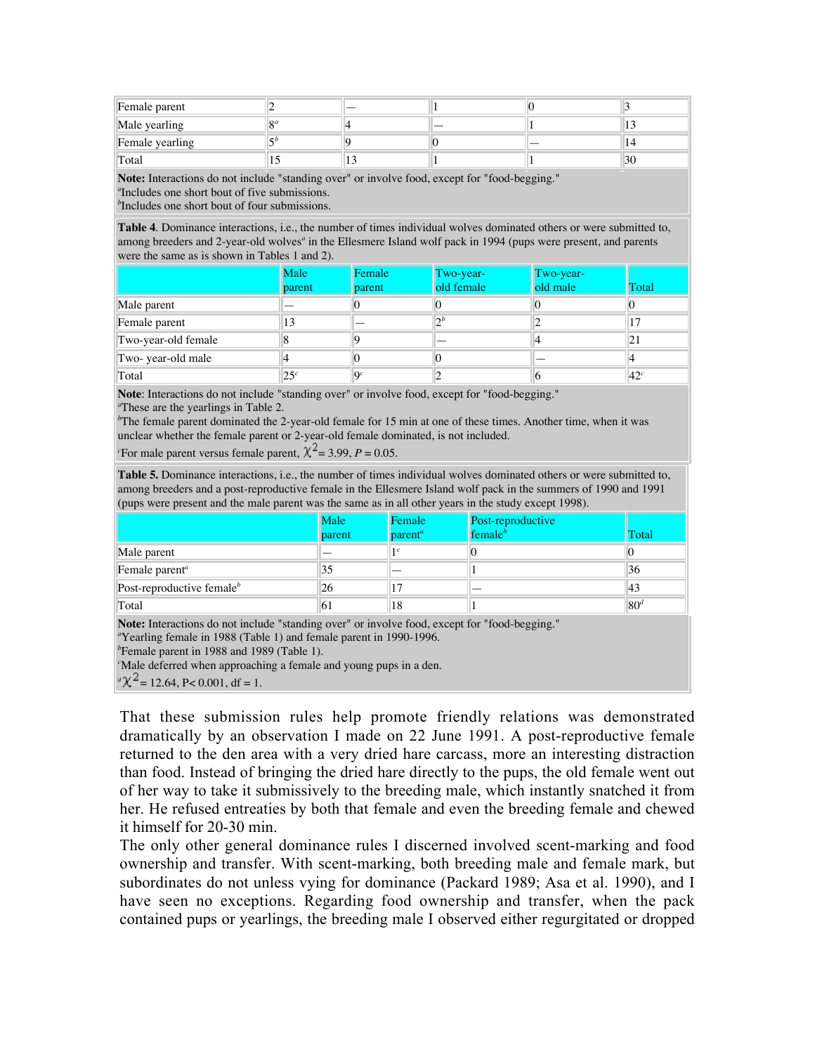| | | | | | |
|---|---|---|---|---|---|
| Female parent | 2 | — | 1 | 0 | 3 |
| Male yearling | 8[a] | 4 | — | 1 | 13 |
| Female yearling | 5[b] | 9 | 0 | — | 14 |
| Total | 15 | 13 | 1 | 1 | 30 |

**Note:** Interactions do not include "standing over" or involve food, except for "food-begging."
[a]Includes one short bout of five submissions.
[b]Includes one short bout of four submissions.

**Table 4**. Dominance interactions, i.e., the number of times individual wolves dominated others or were submitted to, among breeders and 2-year-old wolves[a] in the Ellesmere Island wolf pack in 1994 (pups were present, and parents were the same as is shown in Tables 1 and 2).

| | Male parent | Female parent | Two-year-old female | Two-year-old male | Total |
|---|---|---|---|---|---|
| Male parent | — | 0 | 0 | 0 | 0 |
| Female parent | 13 | — | 2[b] | 2 | 17 |
| Two-year-old female | 8 | 9 | — | 4 | 21 |
| Two- year-old male | 4 | 0 | 0 | — | 4 |
| Total | 25[c] | 9[c] | 2 | 6 | 42[c] |

**Note**: Interactions do not include "standing over" or involve food, except for "food-begging."
[a]These are the yearlings in Table 2.
[b]The female parent dominated the 2-year-old female for 15 min at one of these times. Another time, when it was unclear whether the female parent or 2-year-old female dominated, is not included.
[c]For male parent versus female parent, $\chi^2 = 3.99$, $P = 0.05$.

**Table 5.** Dominance interactions, i.e., the number of times individual wolves dominated others or were submitted to, among breeders and a post-reproductive female in the Ellesmere Island wolf pack in the summers of 1990 and 1991 (pups were present and the male parent was the same as in all other years in the study except 1998).

| | Male parent | Female parent[a] | Post-reproductive female[b] | Total |
|---|---|---|---|---|
| Male parent | — | 1[c] | 0 | 0 |
| Female parent[a] | 35 | — | 1 | 36 |
| Post-reproductive female[b] | 26 | 17 | — | 43 |
| Total | 61 | 18 | 1 | 80[d] |

**Note:** Interactions do not include "standing over" or involve food, except for "food-begging."
[a]Yearling female in 1988 (Table 1) and female parent in 1990-1996.
[b]Female parent in 1988 and 1989 (Table 1).
[c]Male deferred when approaching a female and young pups in a den.
[d]$\chi^2 = 12.64$, $P < 0.001$, df = 1.

That these submission rules help promote friendly relations was demonstrated dramatically by an observation I made on 22 June 1991. A post-reproductive female returned to the den area with a very dried hare carcass, more an interesting distraction than food. Instead of bringing the dried hare directly to the pups, the old female went out of her way to take it submissively to the breeding male, which instantly snatched it from her. He refused entreaties by both that female and even the breeding female and chewed it himself for 20-30 min.

The only other general dominance rules I discerned involved scent-marking and food ownership and transfer. With scent-marking, both breeding male and female mark, but subordinates do not unless vying for dominance (Packard 1989; Asa et al. 1990), and I have seen no exceptions. Regarding food ownership and transfer, when the pack contained pups or yearlings, the breeding male I observed either regurgitated or dropped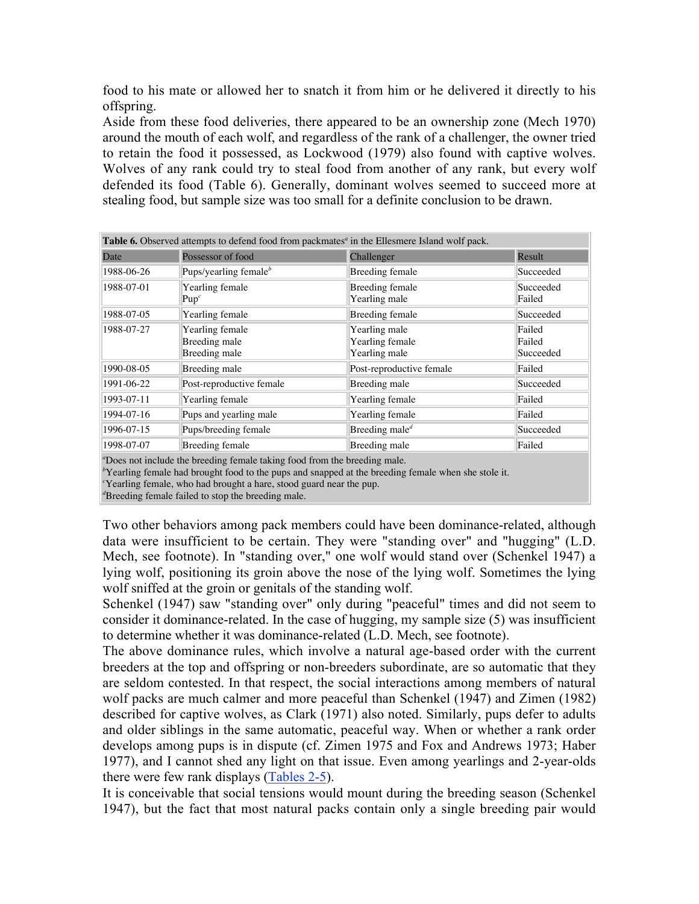food to his mate or allowed her to snatch it from him or he delivered it directly to his offspring.

Aside from these food deliveries, there appeared to be an ownership zone (Mech 1970) around the mouth of each wolf, and regardless of the rank of a challenger, the owner tried to retain the food it possessed, as Lockwood (1979) also found with captive wolves. Wolves of any rank could try to steal food from another of any rank, but every wolf defended its food (Table 6). Generally, dominant wolves seemed to succeed more at stealing food, but sample size was too small for a definite conclusion to be drawn.

**Table 6.** Observed attempts to defend food from packmates[a] in the Ellesmere Island wolf pack.

| Date | Possessor of food | Challenger | Result |
|---|---|---|---|
| 1988-06-26 | Pups/yearling female[b] | Breeding female | Succeeded |
| 1988-07-01 | Yearling female<br>Pup[c] | Breeding female<br>Yearling male | Succeeded<br>Failed |
| 1988-07-05 | Yearling female | Breeding female | Succeeded |
| 1988-07-27 | Yearling female<br>Breeding male<br>Breeding male | Yearling male<br>Yearling female<br>Yearling male | Failed<br>Failed<br>Succeeded |
| 1990-08-05 | Breeding male | Post-reproductive female | Failed |
| 1991-06-22 | Post-reproductive female | Breeding male | Succeeded |
| 1993-07-11 | Yearling female | Yearling female | Failed |
| 1994-07-16 | Pups and yearling male | Yearling female | Failed |
| 1996-07-15 | Pups/breeding female | Breeding male[d] | Succeeded |
| 1998-07-07 | Breeding female | Breeding male | Failed |

[a]Does not include the breeding female taking food from the breeding male.
[b]Yearling female had brought food to the pups and snapped at the breeding female when she stole it.
[c]Yearling female, who had brought a hare, stood guard near the pup.
[d]Breeding female failed to stop the breeding male.

Two other behaviors among pack members could have been dominance-related, although data were insufficient to be certain. They were "standing over" and "hugging" (L.D. Mech, see footnote). In "standing over," one wolf would stand over (Schenkel 1947) a lying wolf, positioning its groin above the nose of the lying wolf. Sometimes the lying wolf sniffed at the groin or genitals of the standing wolf.

Schenkel (1947) saw "standing over" only during "peaceful" times and did not seem to consider it dominance-related. In the case of hugging, my sample size (5) was insufficient to determine whether it was dominance-related (L.D. Mech, see footnote).

The above dominance rules, which involve a natural age-based order with the current breeders at the top and offspring or non-breeders subordinate, are so automatic that they are seldom contested. In that respect, the social interactions among members of natural wolf packs are much calmer and more peaceful than Schenkel (1947) and Zimen (1982) described for captive wolves, as Clark (1971) also noted. Similarly, pups defer to adults and older siblings in the same automatic, peaceful way. When or whether a rank order develops among pups is in dispute (cf. Zimen 1975 and Fox and Andrews 1973; Haber 1977), and I cannot shed any light on that issue. Even among yearlings and 2-year-olds there were few rank displays (Tables 2-5).

It is conceivable that social tensions would mount during the breeding season (Schenkel 1947), but the fact that most natural packs contain only a single breeding pair would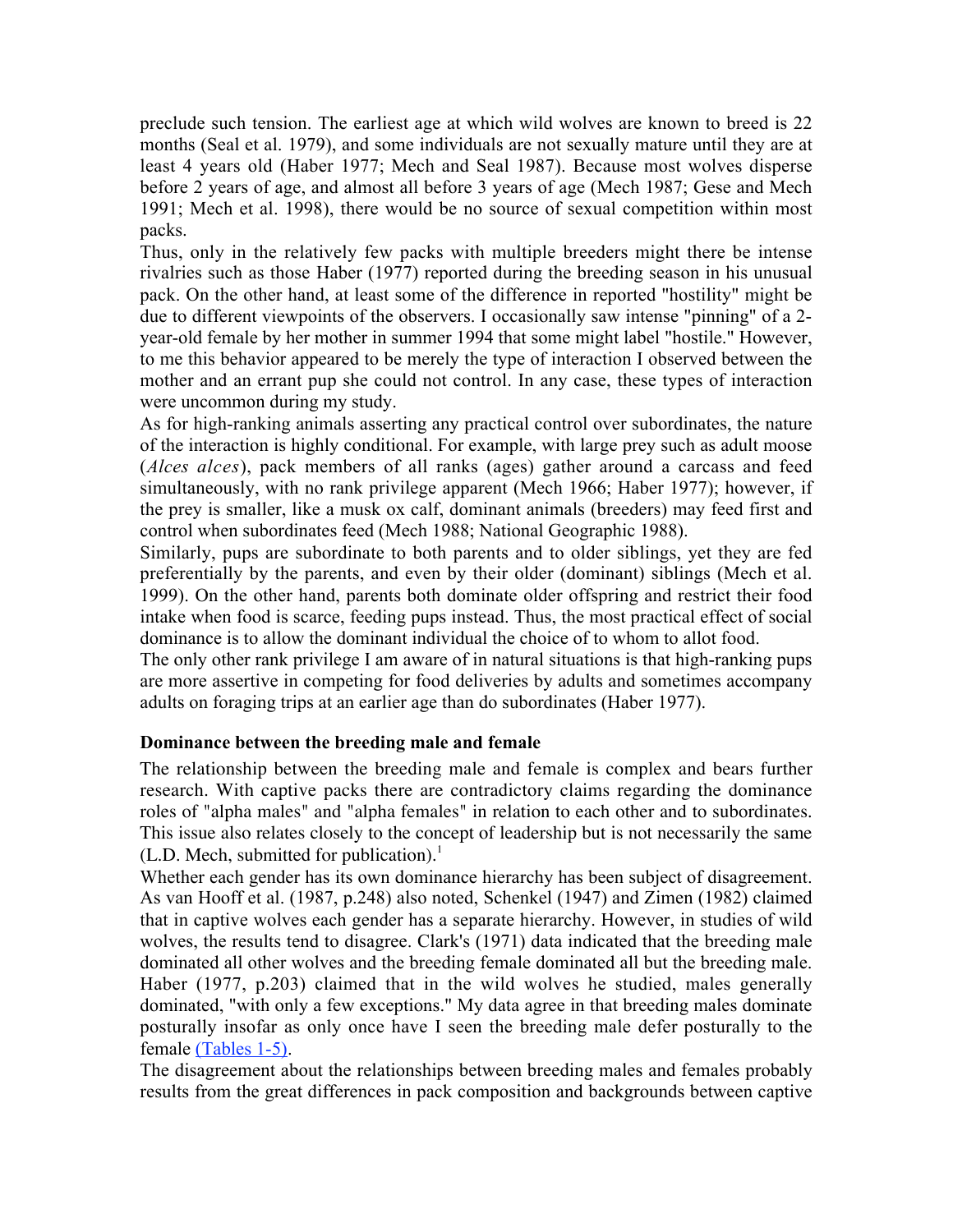preclude such tension. The earliest age at which wild wolves are known to breed is 22 months (Seal et al. 1979), and some individuals are not sexually mature until they are at least 4 years old (Haber 1977; Mech and Seal 1987). Because most wolves disperse before 2 years of age, and almost all before 3 years of age (Mech 1987; Gese and Mech 1991; Mech et al. 1998), there would be no source of sexual competition within most packs.

Thus, only in the relatively few packs with multiple breeders might there be intense rivalries such as those Haber (1977) reported during the breeding season in his unusual pack. On the other hand, at least some of the difference in reported "hostility" might be due to different viewpoints of the observers. I occasionally saw intense "pinning" of a 2-year-old female by her mother in summer 1994 that some might label "hostile." However, to me this behavior appeared to be merely the type of interaction I observed between the mother and an errant pup she could not control. In any case, these types of interaction were uncommon during my study.

As for high-ranking animals asserting any practical control over subordinates, the nature of the interaction is highly conditional. For example, with large prey such as adult moose (*Alces alces*), pack members of all ranks (ages) gather around a carcass and feed simultaneously, with no rank privilege apparent (Mech 1966; Haber 1977); however, if the prey is smaller, like a musk ox calf, dominant animals (breeders) may feed first and control when subordinates feed (Mech 1988; National Geographic 1988).

Similarly, pups are subordinate to both parents and to older siblings, yet they are fed preferentially by the parents, and even by their older (dominant) siblings (Mech et al. 1999). On the other hand, parents both dominate older offspring and restrict their food intake when food is scarce, feeding pups instead. Thus, the most practical effect of social dominance is to allow the dominant individual the choice of to whom to allot food.

The only other rank privilege I am aware of in natural situations is that high-ranking pups are more assertive in competing for food deliveries by adults and sometimes accompany adults on foraging trips at an earlier age than do subordinates (Haber 1977).

### Dominance between the breeding male and female

The relationship between the breeding male and female is complex and bears further research. With captive packs there are contradictory claims regarding the dominance roles of "alpha males" and "alpha females" in relation to each other and to subordinates. This issue also relates closely to the concept of leadership but is not necessarily the same (L.D. Mech, submitted for publication).[1]

Whether each gender has its own dominance hierarchy has been subject of disagreement. As van Hooff et al. (1987, p.248) also noted, Schenkel (1947) and Zimen (1982) claimed that in captive wolves each gender has a separate hierarchy. However, in studies of wild wolves, the results tend to disagree. Clark's (1971) data indicated that the breeding male dominated all other wolves and the breeding female dominated all but the breeding male. Haber (1977, p.203) claimed that in the wild wolves he studied, males generally dominated, "with only a few exceptions." My data agree in that breeding males dominate posturally insofar as only once have I seen the breeding male defer posturally to the female (Tables 1-5).

The disagreement about the relationships between breeding males and females probably results from the great differences in pack composition and backgrounds between captive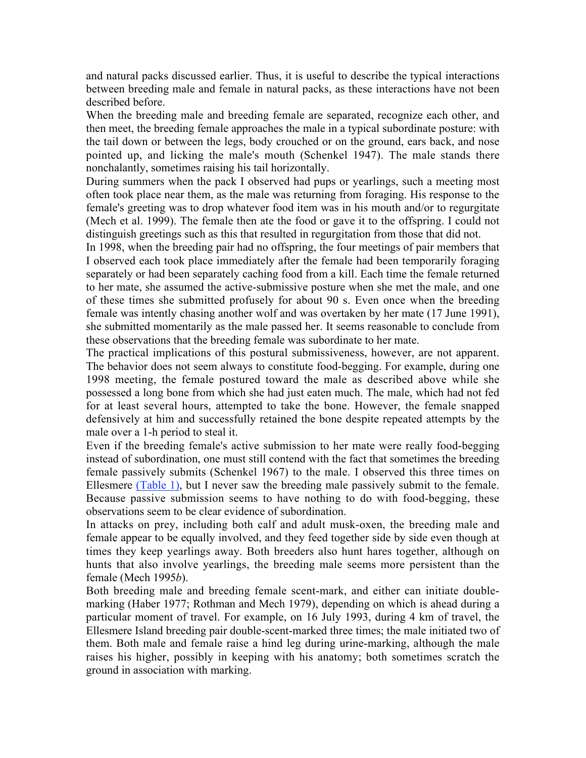and natural packs discussed earlier. Thus, it is useful to describe the typical interactions between breeding male and female in natural packs, as these interactions have not been described before.

When the breeding male and breeding female are separated, recognize each other, and then meet, the breeding female approaches the male in a typical subordinate posture: with the tail down or between the legs, body crouched or on the ground, ears back, and nose pointed up, and licking the male's mouth (Schenkel 1947). The male stands there nonchalantly, sometimes raising his tail horizontally.

During summers when the pack I observed had pups or yearlings, such a meeting most often took place near them, as the male was returning from foraging. His response to the female's greeting was to drop whatever food item was in his mouth and/or to regurgitate (Mech et al. 1999). The female then ate the food or gave it to the offspring. I could not distinguish greetings such as this that resulted in regurgitation from those that did not.

In 1998, when the breeding pair had no offspring, the four meetings of pair members that I observed each took place immediately after the female had been temporarily foraging separately or had been separately caching food from a kill. Each time the female returned to her mate, she assumed the active-submissive posture when she met the male, and one of these times she submitted profusely for about 90 s. Even once when the breeding female was intently chasing another wolf and was overtaken by her mate (17 June 1991), she submitted momentarily as the male passed her. It seems reasonable to conclude from these observations that the breeding female was subordinate to her mate.

The practical implications of this postural submissiveness, however, are not apparent. The behavior does not seem always to constitute food-begging. For example, during one 1998 meeting, the female postured toward the male as described above while she possessed a long bone from which she had just eaten much. The male, which had not fed for at least several hours, attempted to take the bone. However, the female snapped defensively at him and successfully retained the bone despite repeated attempts by the male over a 1-h period to steal it.

Even if the breeding female's active submission to her mate were really food-begging instead of subordination, one must still contend with the fact that sometimes the breeding female passively submits (Schenkel 1967) to the male. I observed this three times on Ellesmere (Table 1), but I never saw the breeding male passively submit to the female. Because passive submission seems to have nothing to do with food-begging, these observations seem to be clear evidence of subordination.

In attacks on prey, including both calf and adult musk-oxen, the breeding male and female appear to be equally involved, and they feed together side by side even though at times they keep yearlings away. Both breeders also hunt hares together, although on hunts that also involve yearlings, the breeding male seems more persistent than the female (Mech 1995*b*).

Both breeding male and breeding female scent-mark, and either can initiate double-marking (Haber 1977; Rothman and Mech 1979), depending on which is ahead during a particular moment of travel. For example, on 16 July 1993, during 4 km of travel, the Ellesmere Island breeding pair double-scent-marked three times; the male initiated two of them. Both male and female raise a hind leg during urine-marking, although the male raises his higher, possibly in keeping with his anatomy; both sometimes scratch the ground in association with marking.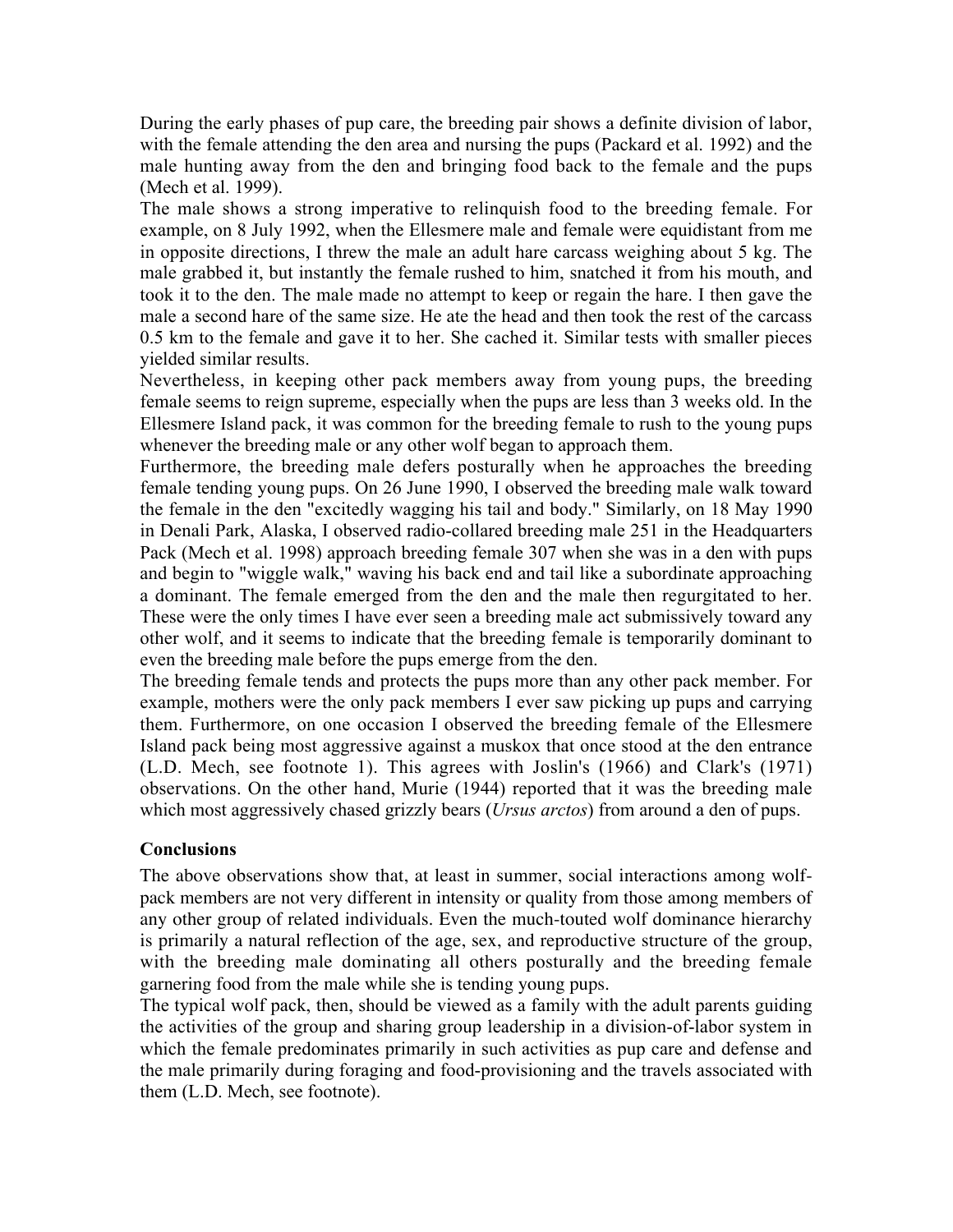During the early phases of pup care, the breeding pair shows a definite division of labor, with the female attending the den area and nursing the pups (Packard et al. 1992) and the male hunting away from the den and bringing food back to the female and the pups (Mech et al. 1999).

The male shows a strong imperative to relinquish food to the breeding female. For example, on 8 July 1992, when the Ellesmere male and female were equidistant from me in opposite directions, I threw the male an adult hare carcass weighing about 5 kg. The male grabbed it, but instantly the female rushed to him, snatched it from his mouth, and took it to the den. The male made no attempt to keep or regain the hare. I then gave the male a second hare of the same size. He ate the head and then took the rest of the carcass 0.5 km to the female and gave it to her. She cached it. Similar tests with smaller pieces yielded similar results.

Nevertheless, in keeping other pack members away from young pups, the breeding female seems to reign supreme, especially when the pups are less than 3 weeks old. In the Ellesmere Island pack, it was common for the breeding female to rush to the young pups whenever the breeding male or any other wolf began to approach them.

Furthermore, the breeding male defers posturally when he approaches the breeding female tending young pups. On 26 June 1990, I observed the breeding male walk toward the female in the den "excitedly wagging his tail and body." Similarly, on 18 May 1990 in Denali Park, Alaska, I observed radio-collared breeding male 251 in the Headquarters Pack (Mech et al. 1998) approach breeding female 307 when she was in a den with pups and begin to "wiggle walk," waving his back end and tail like a subordinate approaching a dominant. The female emerged from the den and the male then regurgitated to her. These were the only times I have ever seen a breeding male act submissively toward any other wolf, and it seems to indicate that the breeding female is temporarily dominant to even the breeding male before the pups emerge from the den.

The breeding female tends and protects the pups more than any other pack member. For example, mothers were the only pack members I ever saw picking up pups and carrying them. Furthermore, on one occasion I observed the breeding female of the Ellesmere Island pack being most aggressive against a muskox that once stood at the den entrance (L.D. Mech, see footnote 1). This agrees with Joslin's (1966) and Clark's (1971) observations. On the other hand, Murie (1944) reported that it was the breeding male which most aggressively chased grizzly bears (*Ursus arctos*) from around a den of pups.

## Conclusions

The above observations show that, at least in summer, social interactions among wolf-pack members are not very different in intensity or quality from those among members of any other group of related individuals. Even the much-touted wolf dominance hierarchy is primarily a natural reflection of the age, sex, and reproductive structure of the group, with the breeding male dominating all others posturally and the breeding female garnering food from the male while she is tending young pups.

The typical wolf pack, then, should be viewed as a family with the adult parents guiding the activities of the group and sharing group leadership in a division-of-labor system in which the female predominates primarily in such activities as pup care and defense and the male primarily during foraging and food-provisioning and the travels associated with them (L.D. Mech, see footnote).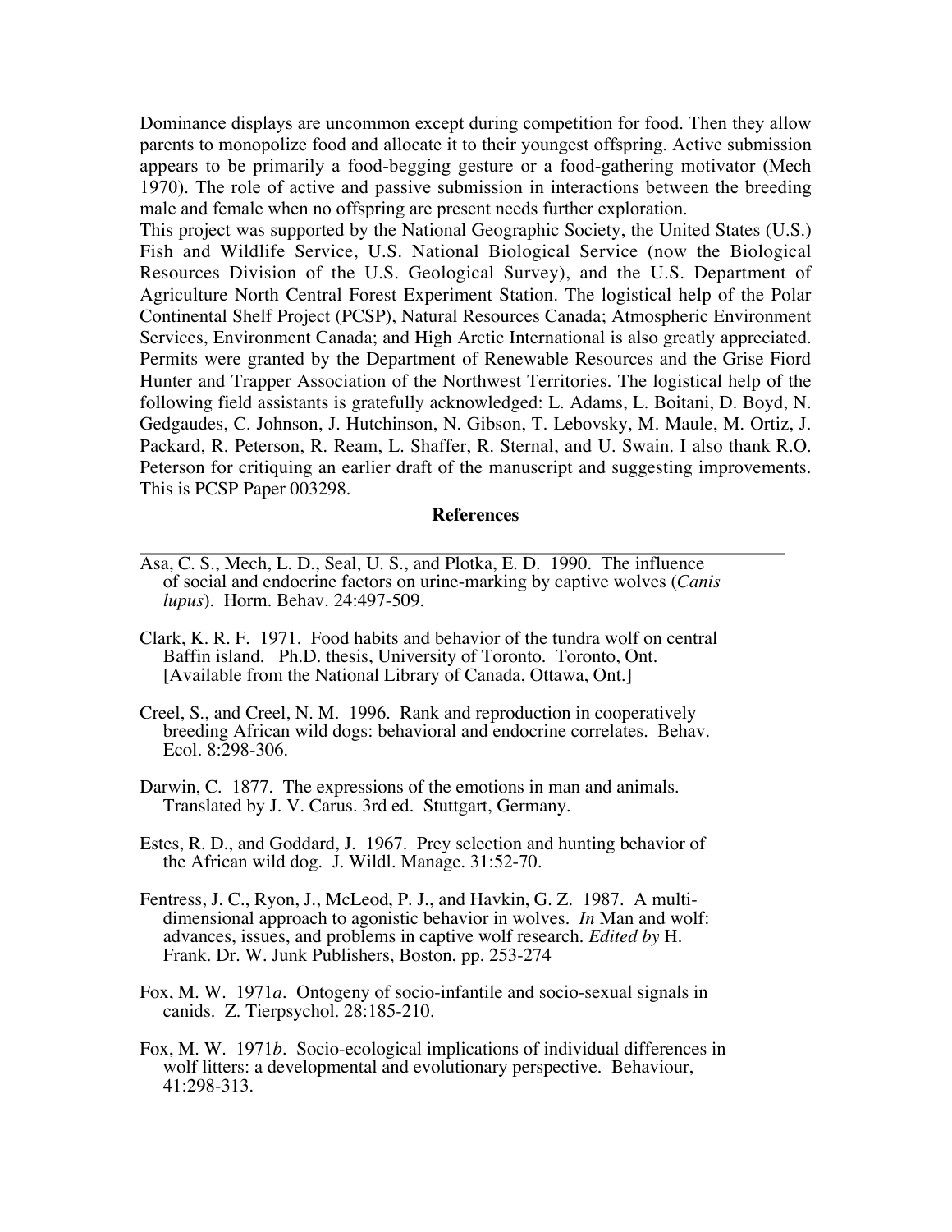Dominance displays are uncommon except during competition for food. Then they allow parents to monopolize food and allocate it to their youngest offspring. Active submission appears to be primarily a food-begging gesture or a food-gathering motivator (Mech 1970). The role of active and passive submission in interactions between the breeding male and female when no offspring are present needs further exploration.

This project was supported by the National Geographic Society, the United States (U.S.) Fish and Wildlife Service, U.S. National Biological Service (now the Biological Resources Division of the U.S. Geological Survey), and the U.S. Department of Agriculture North Central Forest Experiment Station. The logistical help of the Polar Continental Shelf Project (PCSP), Natural Resources Canada; Atmospheric Environment Services, Environment Canada; and High Arctic International is also greatly appreciated. Permits were granted by the Department of Renewable Resources and the Grise Fiord Hunter and Trapper Association of the Northwest Territories. The logistical help of the following field assistants is gratefully acknowledged: L. Adams, L. Boitani, D. Boyd, N. Gedgaudes, C. Johnson, J. Hutchinson, N. Gibson, T. Lebovsky, M. Maule, M. Ortiz, J. Packard, R. Peterson, R. Ream, L. Shaffer, R. Sternal, and U. Swain. I also thank R.O. Peterson for critiquing an earlier draft of the manuscript and suggesting improvements. This is PCSP Paper 003298.

## References

Asa, C. S., Mech, L. D., Seal, U. S., and Plotka, E. D. 1990. The influence of social and endocrine factors on urine-marking by captive wolves (*Canis lupus*). Horm. Behav. 24:497-509.

Clark, K. R. F. 1971. Food habits and behavior of the tundra wolf on central Baffin island. Ph.D. thesis, University of Toronto. Toronto, Ont. [Available from the National Library of Canada, Ottawa, Ont.]

Creel, S., and Creel, N. M. 1996. Rank and reproduction in cooperatively breeding African wild dogs: behavioral and endocrine correlates. Behav. Ecol. 8:298-306.

Darwin, C. 1877. The expressions of the emotions in man and animals. Translated by J. V. Carus. 3rd ed. Stuttgart, Germany.

Estes, R. D., and Goddard, J. 1967. Prey selection and hunting behavior of the African wild dog. J. Wildl. Manage. 31:52-70.

Fentress, J. C., Ryon, J., McLeod, P. J., and Havkin, G. Z. 1987. A multi-dimensional approach to agonistic behavior in wolves. *In* Man and wolf: advances, issues, and problems in captive wolf research. *Edited by* H. Frank. Dr. W. Junk Publishers, Boston, pp. 253-274

Fox, M. W. 1971*a*. Ontogeny of socio-infantile and socio-sexual signals in canids. Z. Tierpsychol. 28:185-210.

Fox, M. W. 1971*b*. Socio-ecological implications of individual differences in wolf litters: a developmental and evolutionary perspective. Behaviour, 41:298-313.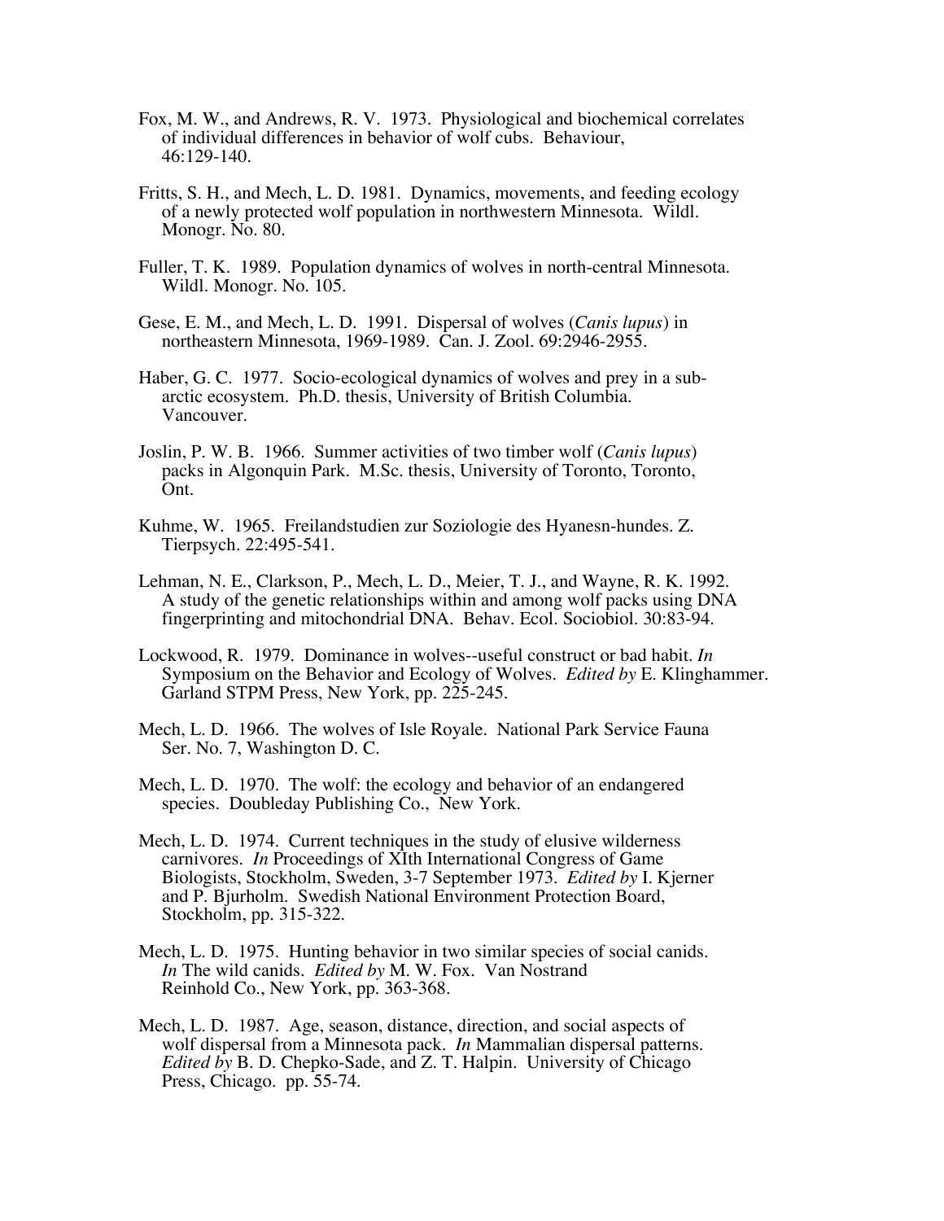Fox, M. W., and Andrews, R. V. 1973. Physiological and biochemical correlates of individual differences in behavior of wolf cubs. Behaviour, 46:129-140.

Fritts, S. H., and Mech, L. D. 1981. Dynamics, movements, and feeding ecology of a newly protected wolf population in northwestern Minnesota. Wildl. Monogr. No. 80.

Fuller, T. K. 1989. Population dynamics of wolves in north-central Minnesota. Wildl. Monogr. No. 105.

Gese, E. M., and Mech, L. D. 1991. Dispersal of wolves (*Canis lupus*) in northeastern Minnesota, 1969-1989. Can. J. Zool. 69:2946-2955.

Haber, G. C. 1977. Socio-ecological dynamics of wolves and prey in a sub-arctic ecosystem. Ph.D. thesis, University of British Columbia. Vancouver.

Joslin, P. W. B. 1966. Summer activities of two timber wolf (*Canis lupus*) packs in Algonquin Park. M.Sc. thesis, University of Toronto, Toronto, Ont.

Kuhme, W. 1965. Freilandstudien zur Soziologie des Hyanesn-hundes. Z. Tierpsych. 22:495-541.

Lehman, N. E., Clarkson, P., Mech, L. D., Meier, T. J., and Wayne, R. K. 1992. A study of the genetic relationships within and among wolf packs using DNA fingerprinting and mitochondrial DNA. Behav. Ecol. Sociobiol. 30:83-94.

Lockwood, R. 1979. Dominance in wolves--useful construct or bad habit. *In* Symposium on the Behavior and Ecology of Wolves. *Edited by* E. Klinghammer. Garland STPM Press, New York, pp. 225-245.

Mech, L. D. 1966. The wolves of Isle Royale. National Park Service Fauna Ser. No. 7, Washington D. C.

Mech, L. D. 1970. The wolf: the ecology and behavior of an endangered species. Doubleday Publishing Co., New York.

Mech, L. D. 1974. Current techniques in the study of elusive wilderness carnivores. *In* Proceedings of XIth International Congress of Game Biologists, Stockholm, Sweden, 3-7 September 1973. *Edited by* I. Kjerner and P. Bjurholm. Swedish National Environment Protection Board, Stockholm, pp. 315-322.

Mech, L. D. 1975. Hunting behavior in two similar species of social canids. *In* The wild canids. *Edited by* M. W. Fox. Van Nostrand Reinhold Co., New York, pp. 363-368.

Mech, L. D. 1987. Age, season, distance, direction, and social aspects of wolf dispersal from a Minnesota pack. *In* Mammalian dispersal patterns. *Edited by* B. D. Chepko-Sade, and Z. T. Halpin. University of Chicago Press, Chicago. pp. 55-74.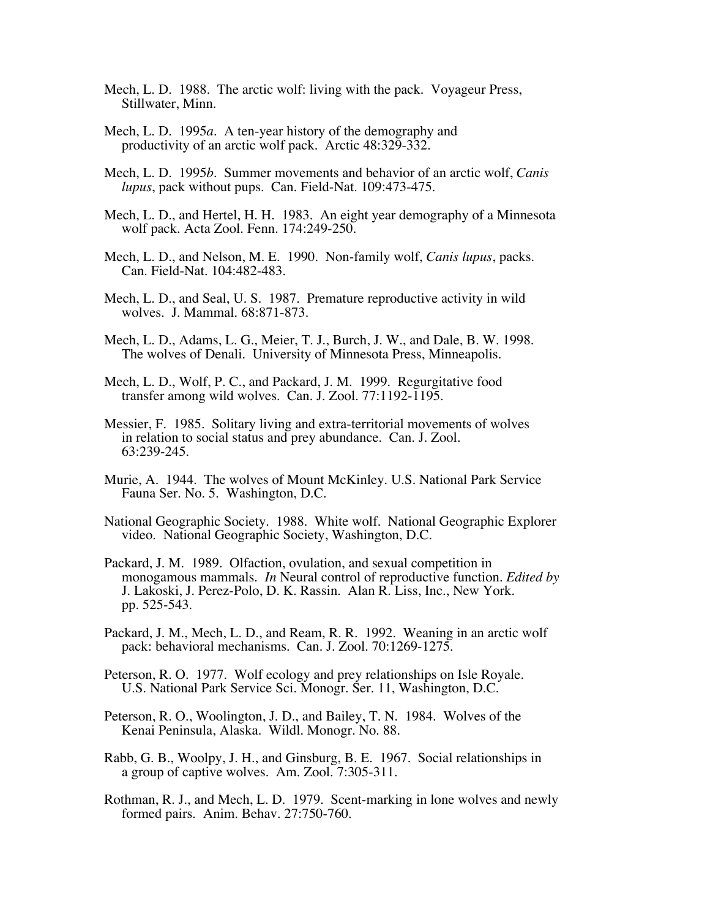Mech, L. D. 1988. The arctic wolf: living with the pack. Voyageur Press, Stillwater, Minn.

Mech, L. D. 1995*a*. A ten-year history of the demography and productivity of an arctic wolf pack. Arctic 48:329-332.

Mech, L. D. 1995*b*. Summer movements and behavior of an arctic wolf, *Canis lupus*, pack without pups. Can. Field-Nat. 109:473-475.

Mech, L. D., and Hertel, H. H. 1983. An eight year demography of a Minnesota wolf pack. Acta Zool. Fenn. 174:249-250.

Mech, L. D., and Nelson, M. E. 1990. Non-family wolf, *Canis lupus*, packs. Can. Field-Nat. 104:482-483.

Mech, L. D., and Seal, U. S. 1987. Premature reproductive activity in wild wolves. J. Mammal. 68:871-873.

Mech, L. D., Adams, L. G., Meier, T. J., Burch, J. W., and Dale, B. W. 1998. The wolves of Denali. University of Minnesota Press, Minneapolis.

Mech, L. D., Wolf, P. C., and Packard, J. M. 1999. Regurgitative food transfer among wild wolves. Can. J. Zool. 77:1192-1195.

Messier, F. 1985. Solitary living and extra-territorial movements of wolves in relation to social status and prey abundance. Can. J. Zool. 63:239-245.

Murie, A. 1944. The wolves of Mount McKinley. U.S. National Park Service Fauna Ser. No. 5. Washington, D.C.

National Geographic Society. 1988. White wolf. National Geographic Explorer video. National Geographic Society, Washington, D.C.

Packard, J. M. 1989. Olfaction, ovulation, and sexual competition in monogamous mammals. *In* Neural control of reproductive function. *Edited by* J. Lakoski, J. Perez-Polo, D. K. Rassin. Alan R. Liss, Inc., New York. pp. 525-543.

Packard, J. M., Mech, L. D., and Ream, R. R. 1992. Weaning in an arctic wolf pack: behavioral mechanisms. Can. J. Zool. 70:1269-1275.

Peterson, R. O. 1977. Wolf ecology and prey relationships on Isle Royale. U.S. National Park Service Sci. Monogr. Ser. 11, Washington, D.C.

Peterson, R. O., Woolington, J. D., and Bailey, T. N. 1984. Wolves of the Kenai Peninsula, Alaska. Wildl. Monogr. No. 88.

Rabb, G. B., Woolpy, J. H., and Ginsburg, B. E. 1967. Social relationships in a group of captive wolves. Am. Zool. 7:305-311.

Rothman, R. J., and Mech, L. D. 1979. Scent-marking in lone wolves and newly formed pairs. Anim. Behav. 27:750-760.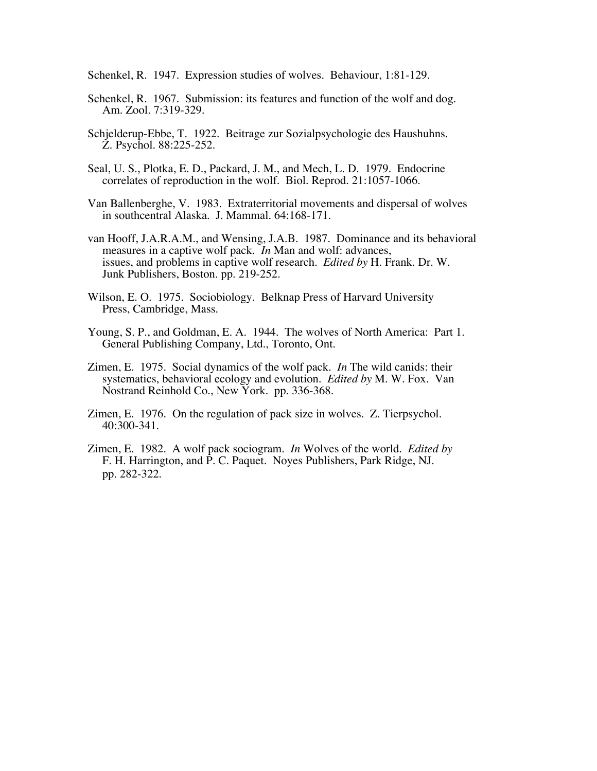Schenkel, R. 1947. Expression studies of wolves. Behaviour, 1:81-129.

Schenkel, R. 1967. Submission: its features and function of the wolf and dog. Am. Zool. 7:319-329.

Schjelderup-Ebbe, T. 1922. Beitrage zur Sozialpsychologie des Haushuhns. Z. Psychol. 88:225-252.

Seal, U. S., Plotka, E. D., Packard, J. M., and Mech, L. D. 1979. Endocrine correlates of reproduction in the wolf. Biol. Reprod. 21:1057-1066.

Van Ballenberghe, V. 1983. Extraterritorial movements and dispersal of wolves in southcentral Alaska. J. Mammal. 64:168-171.

van Hooff, J.A.R.A.M., and Wensing, J.A.B. 1987. Dominance and its behavioral measures in a captive wolf pack. *In* Man and wolf: advances, issues, and problems in captive wolf research. *Edited by* H. Frank. Dr. W. Junk Publishers, Boston. pp. 219-252.

Wilson, E. O. 1975. Sociobiology. Belknap Press of Harvard University Press, Cambridge, Mass.

Young, S. P., and Goldman, E. A. 1944. The wolves of North America: Part 1. General Publishing Company, Ltd., Toronto, Ont.

Zimen, E. 1975. Social dynamics of the wolf pack. *In* The wild canids: their systematics, behavioral ecology and evolution. *Edited by* M. W. Fox. Van Nostrand Reinhold Co., New York. pp. 336-368.

Zimen, E. 1976. On the regulation of pack size in wolves. Z. Tierpsychol. 40:300-341.

Zimen, E. 1982. A wolf pack sociogram. *In* Wolves of the world. *Edited by* F. H. Harrington, and P. C. Paquet. Noyes Publishers, Park Ridge, NJ. pp. 282-322.